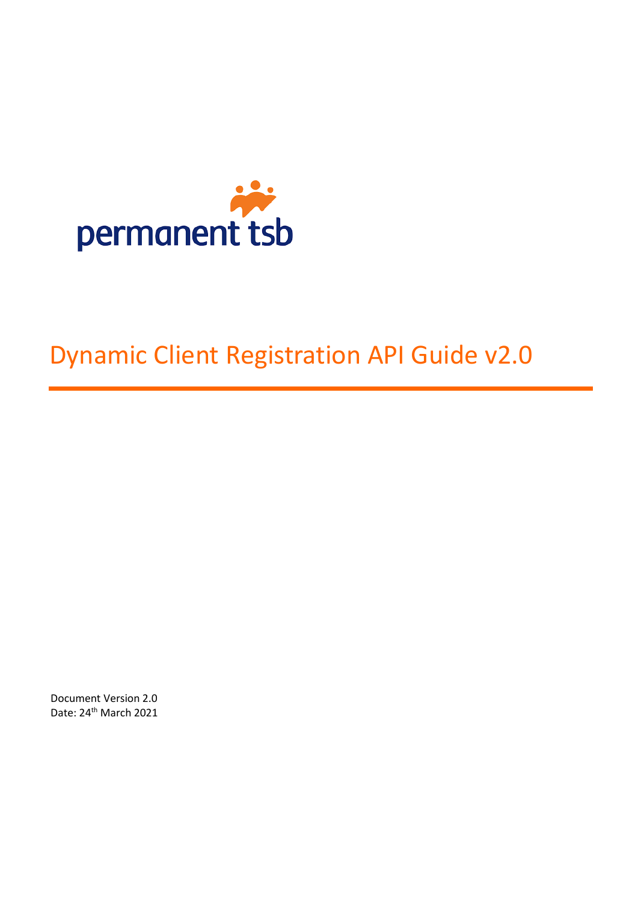permanent tsb

# Dynamic Client Registration API Guide v2.0

Document Version 2.0
Date: 24th March 2021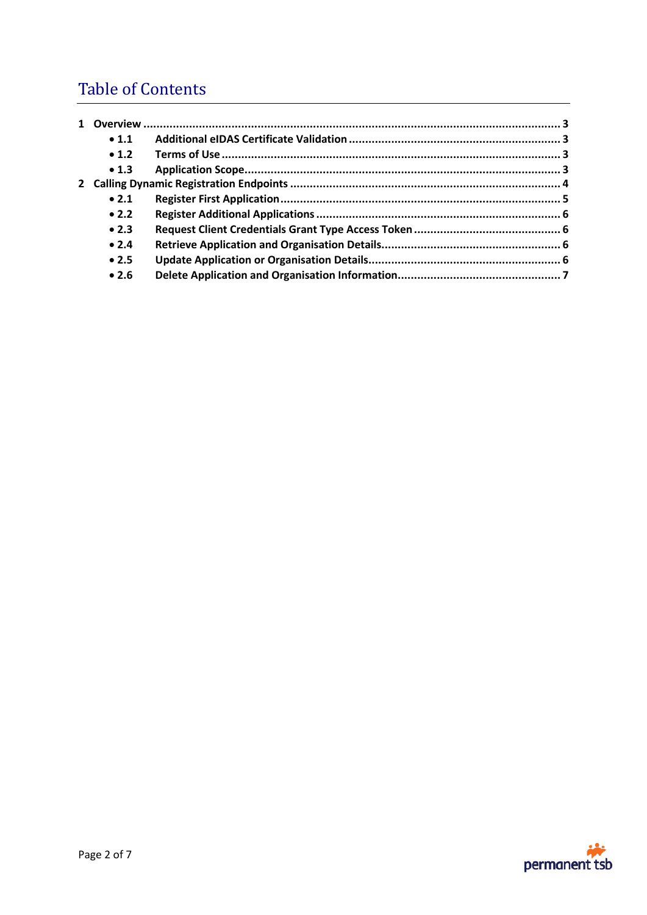# Table of Contents

1 **Overview** ........................................................................................................................ 3
- **1.1 Additional eIDAS Certificate Validation** ................................................................ 3
- **1.2 Terms of Use** ....................................................................................................... 3
- **1.3 Application Scope** ................................................................................................ 3

2 **Calling Dynamic Registration Endpoints** ...................................................................... 4
- **2.1 Register First Application** ..................................................................................... 5
- **2.2 Register Additional Applications** ........................................................................... 6
- **2.3 Request Client Credentials Grant Type Access Token** ............................................. 6
- **2.4 Retrieve Application and Organisation Details** ....................................................... 6
- **2.5 Update Application or Organisation Details** ........................................................... 6
- **2.6 Delete Application and Organisation Information** ................................................. 7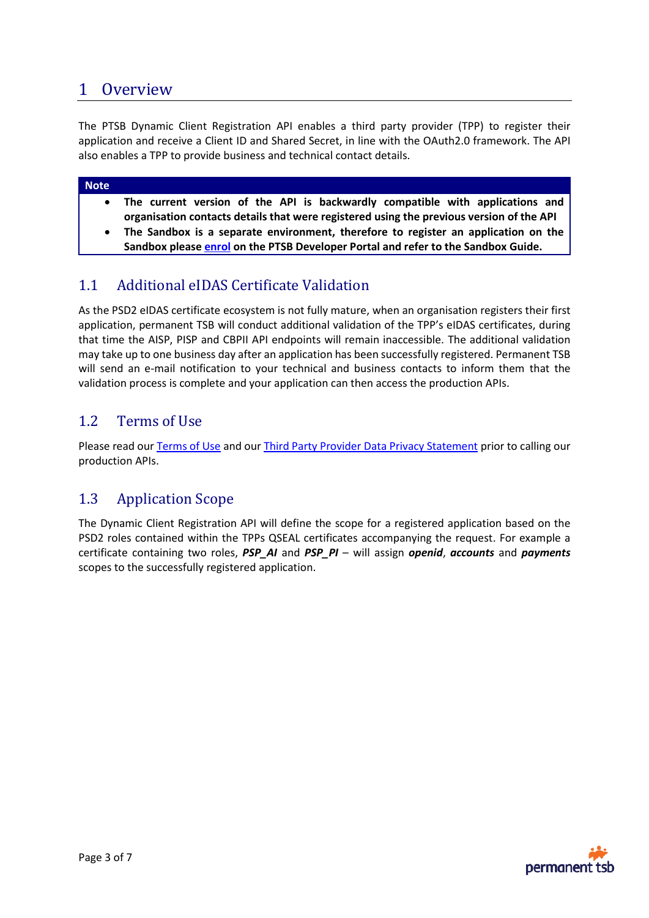# 1 Overview

The PTSB Dynamic Client Registration API enables a third party provider (TPP) to register their application and receive a Client ID and Shared Secret, in line with the OAuth2.0 framework. The API also enables a TPP to provide business and technical contact details.

> **Note**
>
> - **The current version of the API is backwardly compatible with applications and organisation contacts details that were registered using the previous version of the API**
> - **The Sandbox is a separate environment, therefore to register an application on the Sandbox please enrol on the PTSB Developer Portal and refer to the Sandbox Guide.**

## 1.1 Additional eIDAS Certificate Validation

As the PSD2 eIDAS certificate ecosystem is not fully mature, when an organisation registers their first application, permanent TSB will conduct additional validation of the TPP's eIDAS certificates, during that time the AISP, PISP and CBPII API endpoints will remain inaccessible. The additional validation may take up to one business day after an application has been successfully registered. Permanent TSB will send an e-mail notification to your technical and business contacts to inform them that the validation process is complete and your application can then access the production APIs.

## 1.2 Terms of Use

Please read our Terms of Use and our Third Party Provider Data Privacy Statement prior to calling our production APIs.

## 1.3 Application Scope

The Dynamic Client Registration API will define the scope for a registered application based on the PSD2 roles contained within the TPPs QSEAL certificates accompanying the request. For example a certificate containing two roles, ***PSP_AI*** and ***PSP_PI*** – will assign ***openid***, ***accounts*** and ***payments*** scopes to the successfully registered application.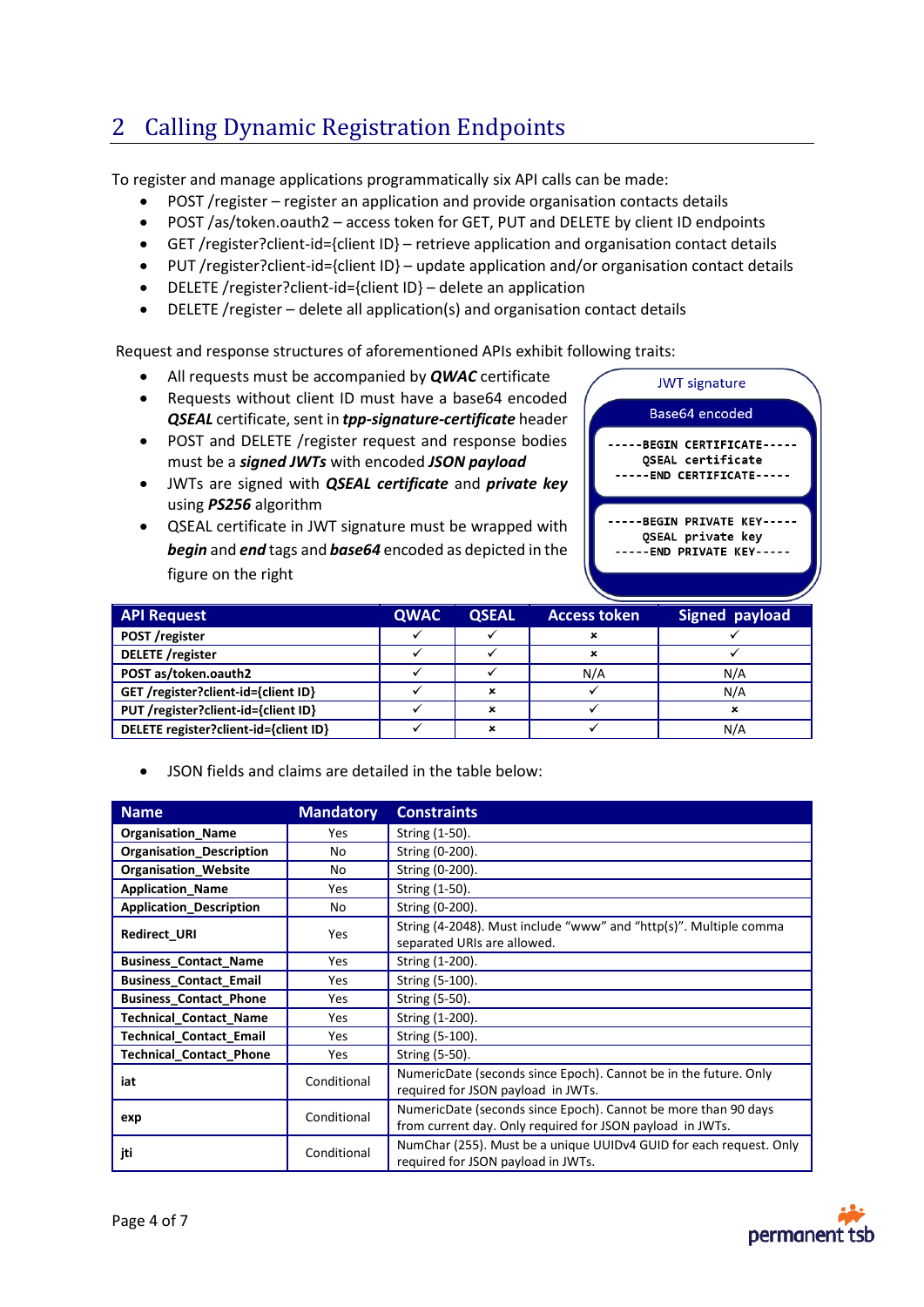## 2 Calling Dynamic Registration Endpoints

To register and manage applications programmatically six API calls can be made:

- POST /register – register an application and provide organisation contacts details
- POST /as/token.oauth2 – access token for GET, PUT and DELETE by client ID endpoints
- GET /register?client-id={client ID} – retrieve application and organisation contact details
- PUT /register?client-id={client ID} – update application and/or organisation contact details
- DELETE /register?client-id={client ID} – delete an application
- DELETE /register – delete all application(s) and organisation contact details

Request and response structures of aforementioned APIs exhibit following traits:

- All requests must be accompanied by ***QWAC*** certificate
- Requests without client ID must have a base64 encoded ***QSEAL*** certificate, sent in ***tpp-signature-certificate*** header
- POST and DELETE /register request and response bodies must be a ***signed JWTs*** with encoded ***JSON payload***
- JWTs are signed with ***QSEAL certificate*** and ***private key*** using ***PS256*** algorithm
- QSEAL certificate in JWT signature must be wrapped with ***begin*** and ***end*** tags and ***base64*** encoded as depicted in the figure on the right

JWT signature

Base64 encoded

```
-----BEGIN CERTIFICATE-----
QSEAL certificate
-----END CERTIFICATE-----
```

```
-----BEGIN PRIVATE KEY-----
QSEAL private key
-----END PRIVATE KEY-----
```

| API Request | QWAC | QSEAL | Access token | Signed payload |
|---|---|---|---|---|
| POST /register | ✓ | ✓ | × | ✓ |
| DELETE /register | ✓ | ✓ | × | ✓ |
| POST as/token.oauth2 | ✓ | ✓ | N/A | N/A |
| GET /register?client-id={client ID} | ✓ | × | ✓ | N/A |
| PUT /register?client-id={client ID} | ✓ | × | ✓ | × |
| DELETE register?client-id={client ID} | ✓ | × | ✓ | N/A |

- JSON fields and claims are detailed in the table below:

| Name | Mandatory | Constraints |
|---|---|---|
| Organisation_Name | Yes | String (1-50). |
| Organisation_Description | No | String (0-200). |
| Organisation_Website | No | String (0-200). |
| Application_Name | Yes | String (1-50). |
| Application_Description | No | String (0-200). |
| Redirect_URI | Yes | String (4-2048). Must include "www" and "http(s)". Multiple comma separated URIs are allowed. |
| Business_Contact_Name | Yes | String (1-200). |
| Business_Contact_Email | Yes | String (5-100). |
| Business_Contact_Phone | Yes | String (5-50). |
| Technical_Contact_Name | Yes | String (1-200). |
| Technical_Contact_Email | Yes | String (5-100). |
| Technical_Contact_Phone | Yes | String (5-50). |
| iat | Conditional | NumericDate (seconds since Epoch). Cannot be in the future. Only required for JSON payload in JWTs. |
| exp | Conditional | NumericDate (seconds since Epoch). Cannot be more than 90 days from current day. Only required for JSON payload in JWTs. |
| jti | Conditional | NumChar (255). Must be a unique UUIDv4 GUID for each request. Only required for JSON payload in JWTs. |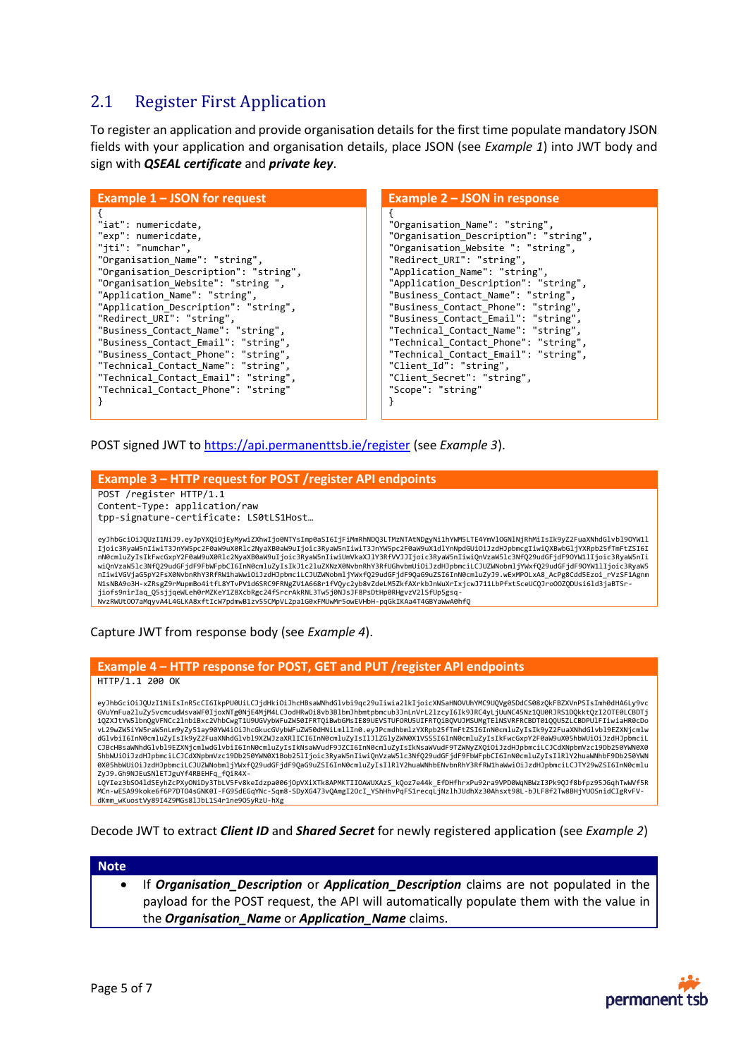## 2.1 Register First Application

To register an application and provide organisation details for the first time populate mandatory JSON fields with your application and organisation details, place JSON (see *Example 1*) into JWT body and sign with ***QSEAL certificate*** and ***private key***.

**Example 1 – JSON for request**

```
{
"iat": numericdate,
"exp": numericdate,
"jti": "numchar",
"Organisation_Name": "string",
"Organisation_Description": "string",
"Organisation_Website": "string ",
"Application_Name": "string",
"Application_Description": "string",
"Redirect_URI": "string",
"Business_Contact_Name": "string",
"Business_Contact_Email": "string",
"Business_Contact_Phone": "string",
"Technical_Contact_Name": "string",
"Technical_Contact_Email": "string",
"Technical_Contact_Phone": "string"
}
```

**Example 2 – JSON in response**

```
{
"Organisation_Name": "string",
"Organisation_Description": "string",
"Organisation_Website ": "string",
"Redirect_URI": "string",
"Application_Name": "string",
"Application_Description": "string",
"Business_Contact_Name": "string",
"Business_Contact_Phone": "string",
"Business_Contact_Email": "string",
"Technical_Contact_Name": "string",
"Technical_Contact_Phone": "string",
"Technical_Contact_Email": "string",
"Client_Id": "string",
"Client_Secret": "string",
"Scope": "string"
}
```

POST signed JWT to https://api.permanenttsb.ie/register (see *Example 3*).

**Example 3 – HTTP request for POST /register API endpoints**

```
POST /register HTTP/1.1
Content-Type: application/raw
tpp-signature-certificate: LS0tLS1Host…

eyJhbGciOiJQUzI1NiJ9.eyJpYXQiOjEyMywiZXhwIjo0NTYsImp0aSI6IjFiMmRhNDQ3LTMzNTAtNDgyNi1hYWM5LTE4YmVlOGN1NjRhMiIsIk9yZ2FuaXNhdGlvbl9OYW1
Ijoic3RyaW5nIiwiT3JnYW5pc2F0aW9uX0Rlc2NyaXB0aW9uIjoic3RyaW5nIiwiT3JnYW5pc2F0aW9uX1dlYnNpdGUiOiJzdHJpbmcgIiwiQXBwbGljYXRpb25fTmFtZSI6I
nN0cmluZyIsIkFwcGxpY2F0aW9uX0Rlc2NyaXB0aW9uIjoic3RyaW5nIiwiUmVkaXJlY3RfVVJJIjoic3RyaW5nIiwiQnVzaW5lc3NfQ29udGFjdF9OYW1lIjoic3RyaW5nIi
wiQnVzaW5lc3NfQ29udGFjdF9FbWFpbCI6InN0cmluZyIsIkJ1c2luZXNzX0NvbnRhY3RfUGhvbmUiOiJzdHJpbmciLCJUZWNobmljYWxfQ29udGFjdF9OYW1lIjoic3RyaW5
nIiwiVGVjaG5pY2FsX0NvbnRhY3RfRW1haWwiOiJzdHJpbmciLCJUZWNobmljYWxfQ29udGFjdF9QaG9uZSI6InN0cmluZyJ9.wExMPOLxA8_AcPg8Cdd5Ezoi_rVzSF1Agnm
N1sNBA9o3H-xZRsgZ9rMupmBo4itfL8YTvPV1d6SRC9FRNgZV1A668r1fVQyc2yb8vZdeLM5ZkfAXrkbJnWuXrIxjcwJ711LbPfxtSceUCQJroOOZQDUsi61d3jaBTSr-
jiofs9nirIaq_Q5sjjqeWLeh0rMZKeY1Z8XcbRgc24f5rcrAkRNL3Tw5j0NJsJF8PsDtHp0RHgvzV2lSfUp5gsq-
NvzRWUtOO7aMqyvA4L4GLKA8xftIcW7pdmwB1zv55CMpVL2pa1G0xFMUwMr5owEVHbH-pqGkIKAa4T4GBYaWwA0hfQ
```

Capture JWT from response body (see *Example 4*).

**Example 4 – HTTP response for POST, GET and PUT /register API endpoints**

```
HTTP/1.1 200 OK

eyJhbGciOiJQUzI1NiIsInR5cCI6IkpPU0UiLCJjdHkiOiJhcHBsaWNhdGlvbi9qc29uIiwia2lkIjoicXNSaHNOVUhYMC9UQVg0SDdCS08zQkFBZXVnPSIsImh0dHA6Ly9vc
GVuYmFua2luZy5vcmcudWsvaWF0IjoxNTg0NjE4MjM4LCJodHRwOi8vb3BlbmJhbmtpbmcub3JnLnVrL2lzcyI6Ik9JRC4yLjUuNC45Nz1QU0RJRS1DQkktQzI2OTE0LCBDTj
1QZXJtYW5lbnQgVFNCc2lnbiBxc2VhbCwgT1U9UGVybWFuZW50IFRTQiBwbGMsIE89UEVSTUFORU5UIFRTQiBQQVJMSUMgTElNSVRFRCBDT01QQU5ZLCBDPUlFIiwiaHR0cDo
vL29wZW5iYW5raW5nLm9yZy5ay90YW4iOiJhcGkucGVybWFuZW50dHNiLmllIn0.eyJPcmdhbmlzYXRpb25fTmFtZSI6InN0cmluZyIsIk9yZ2FuaXNhdGlvbl9EZXNjcmlw
dGlvbiI6InN0cmluZyIsIk9yZ2FuaXNhdGlvbl9XZWJzaXRlIC16InN0cmluZyIsIlJlZGlyZWN0X1VSSSI6InN0cmluZyIsIkFwcGxpY2F0aW9uX05hbWUiOiJzdHJpbmciL
CJBcHBsaWNhdGlvbl9EZXNjcmlwdGlvbiI6InN0cmluZyIsIkNsaWVudF9JZCI6InN0cmluZyIsIkNsaWVudF9TZWNyZXQiOiJzdHJpbmciLCJCdXNpbmVzc19Db250YWN0X0
5hbWUiOiJzdHJpbmciLCJCdXNpbmVzc19Db250YWN0X1Bob25lIjoic3RyaW5nIiwiQnVzaW5lc3NfQ29udGFjdF9FbWFpbCI6InN0cmluZyIsIlRlY2huaWNhbF9Db250YWN
0X05hbWUiOiJzdHJpbmciLCJUZWNobmljYWxfQ29udGFjdF9QaG9uZSI6InN0cmluZyIsIlRlY2huaWNhbENvbnRhY3RfRW1haWwiOiJzdHJpbmciLCJTY29wZSI6InN0cmlu
ZyJ9.Gh9NJEuSNlETJguYf4RBEHFq_fQiR4X-
LQYIez3bSO4ldSEyhZcPXyONiDy3TbLV5Fv8keIdzpa006jOpVXiXTk8APMKTIIOAWUXAzS_kQoz7e44k_EfDHfhrxPu92ra9VPD0WqNBWzI3Pk9QJf8bfpz95JGqhTwWVf5R
MCn-wESA99koke6f6P7DTO4sGNK0I-FG9SdEGqYNc-Sqm8-SDyXG473vQAmgI2OcI_YShHhvPqFS1recqLjNzlhJUdhXz30Ahsxt98L-bJLF8f2Tw8BHjYUOSnidCIgRvFV-
dKmm_wKuostVy89I4Z9MGs81JbL1S4r1ne9O5yRzU-hXg
```

Decode JWT to extract ***Client ID*** and ***Shared Secret*** for newly registered application (see *Example 2*)

**Note**

- If ***Organisation_Description*** or ***Application_Description*** claims are not populated in the payload for the POST request, the API will automatically populate them with the value in the ***Organisation_Name*** or ***Application_Name*** claims.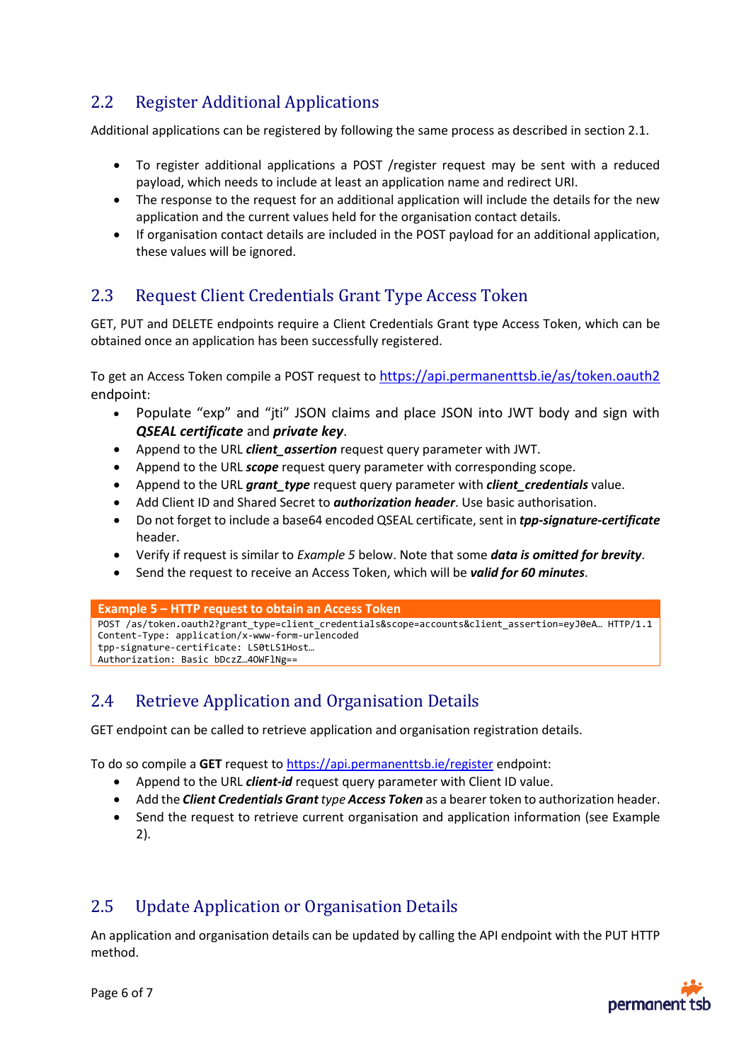## 2.2 Register Additional Applications

Additional applications can be registered by following the same process as described in section 2.1.

- To register additional applications a POST /register request may be sent with a reduced payload, which needs to include at least an application name and redirect URI.
- The response to the request for an additional application will include the details for the new application and the current values held for the organisation contact details.
- If organisation contact details are included in the POST payload for an additional application, these values will be ignored.

## 2.3 Request Client Credentials Grant Type Access Token

GET, PUT and DELETE endpoints require a Client Credentials Grant type Access Token, which can be obtained once an application has been successfully registered.

To get an Access Token compile a POST request to https://api.permanenttsb.ie/as/token.oauth2 endpoint:

- Populate "exp" and "jti" JSON claims and place JSON into JWT body and sign with ***QSEAL certificate*** and ***private key***.
- Append to the URL ***client_assertion*** request query parameter with JWT.
- Append to the URL ***scope*** request query parameter with corresponding scope.
- Append to the URL ***grant_type*** request query parameter with ***client_credentials*** value.
- Add Client ID and Shared Secret to ***authorization header***. Use basic authorisation.
- Do not forget to include a base64 encoded QSEAL certificate, sent in ***tpp-signature-certificate*** header.
- Verify if request is similar to *Example 5* below. Note that some ***data is omitted for brevity***.
- Send the request to receive an Access Token, which will be ***valid for 60 minutes***.

**Example 5 – HTTP request to obtain an Access Token**

```
POST /as/token.oauth2?grant_type=client_credentials&scope=accounts&client_assertion=eyJ0eA… HTTP/1.1
Content-Type: application/x-www-form-urlencoded
tpp-signature-certificate: LS0tLS1Host…
Authorization: Basic bDczZ…4OWFlNg==
```

## 2.4 Retrieve Application and Organisation Details

GET endpoint can be called to retrieve application and organisation registration details.

To do so compile a **GET** request to https://api.permanenttsb.ie/register endpoint:

- Append to the URL ***client-id*** request query parameter with Client ID value.
- Add the ***Client Credentials Grant*** *type* ***Access Token*** as a bearer token to authorization header.
- Send the request to retrieve current organisation and application information (see Example 2).

## 2.5 Update Application or Organisation Details

An application and organisation details can be updated by calling the API endpoint with the PUT HTTP method.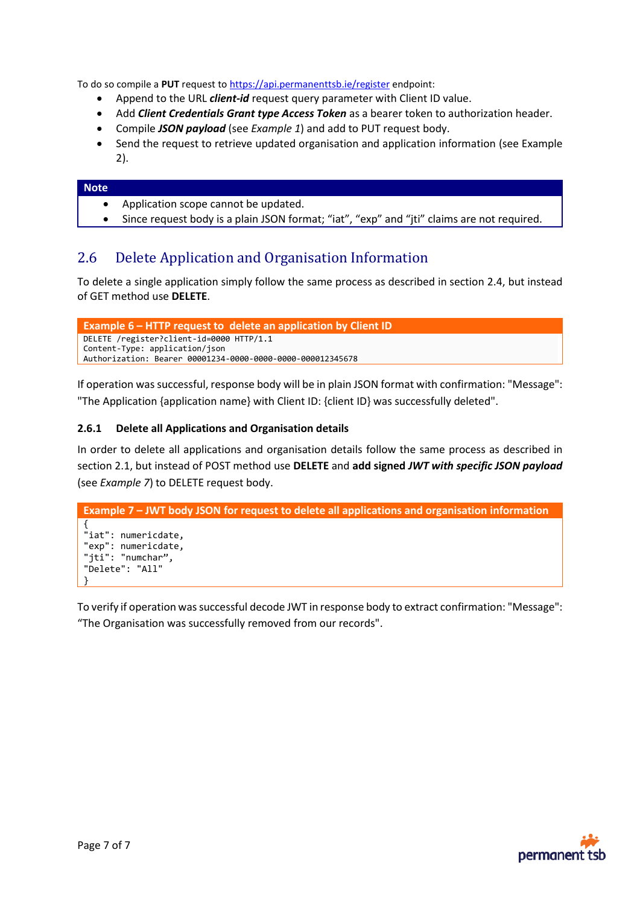To do so compile a **PUT** request to https://api.permanenttsb.ie/register endpoint:

- Append to the URL ***client-id*** request query parameter with Client ID value.
- Add ***Client Credentials Grant type Access Token*** as a bearer token to authorization header.
- Compile ***JSON payload*** (see *Example 1*) and add to PUT request body.
- Send the request to retrieve updated organisation and application information (see Example 2).

| Note |
| --- |
| • Application scope cannot be updated.<br>• Since request body is a plain JSON format; “iat”, “exp” and “jti” claims are not required. |

## 2.6 Delete Application and Organisation Information

To delete a single application simply follow the same process as described in section 2.4, but instead of GET method use **DELETE**.

**Example 6 – HTTP request to delete an application by Client ID**

```
DELETE /register?client-id=0000 HTTP/1.1
Content-Type: application/json
Authorization: Bearer 00001234-0000-0000-0000-000012345678
```

If operation was successful, response body will be in plain JSON format with confirmation: "Message": "The Application {application name} with Client ID: {client ID} was successfully deleted".

### 2.6.1 Delete all Applications and Organisation details

In order to delete all applications and organisation details follow the same process as described in section 2.1, but instead of POST method use **DELETE** and **add signed *JWT with specific JSON payload*** (see *Example 7*) to DELETE request body.

**Example 7 – JWT body JSON for request to delete all applications and organisation information**

```
{
"iat": numericdate,
"exp": numericdate,
"jti": "numchar”,
"Delete": "All"
}
```

To verify if operation was successful decode JWT in response body to extract confirmation: "Message": “The Organisation was successfully removed from our records".